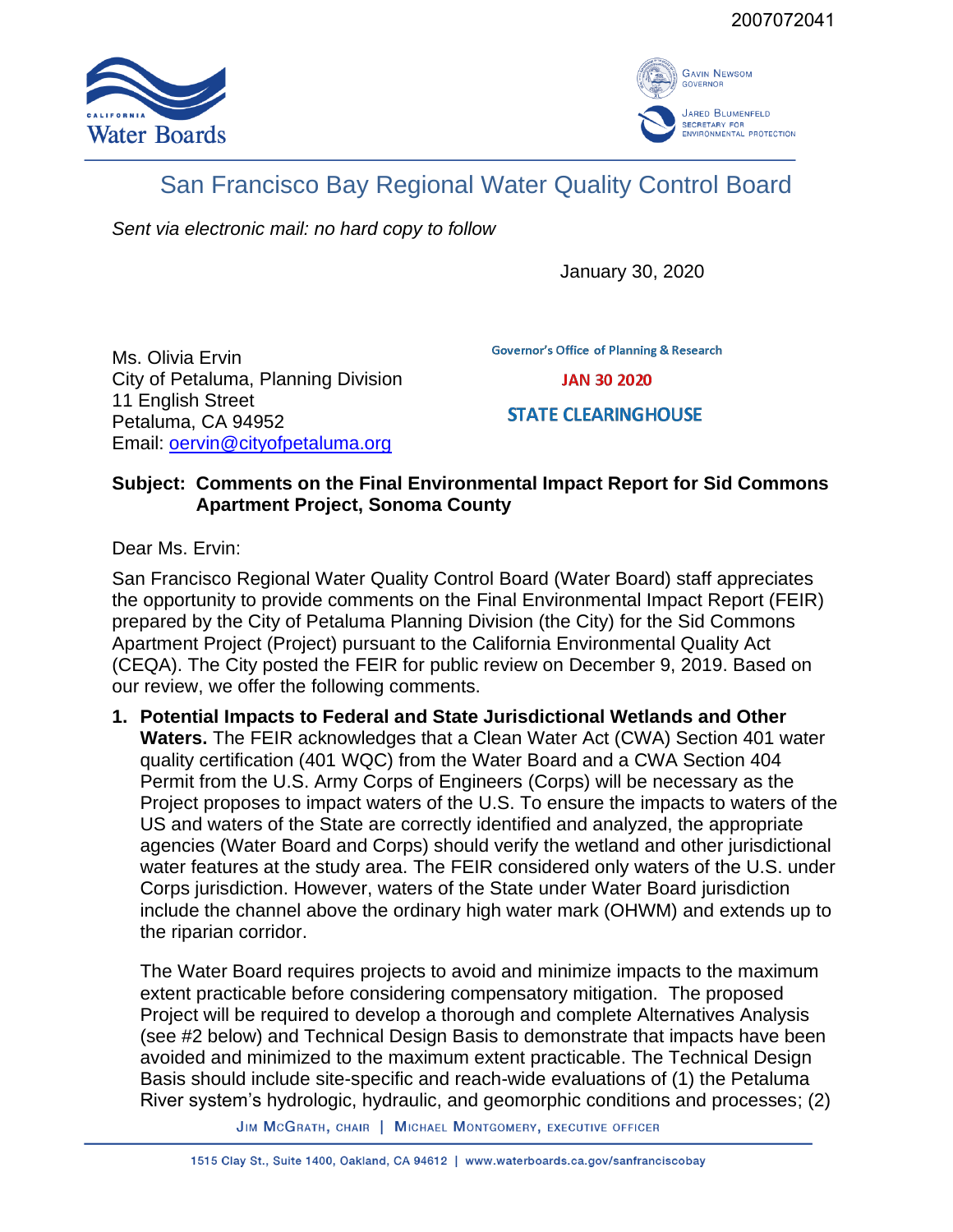2007072041

# San Francisco Bay Regional Water Quality Control Board

*Sent via electronic mail: no hard copy to follow*

January 30, 2020

Governor's Office of Planning & Research

JAN 30 2020

STATE CLEARINGHOUSE

Ms. Olivia Ervin
City of Petaluma, Planning Division
11 English Street
Petaluma, CA 94952
Email: oervin@cityofpetaluma.org

**Subject: Comments on the Final Environmental Impact Report for Sid Commons Apartment Project, Sonoma County**

Dear Ms. Ervin:

San Francisco Regional Water Quality Control Board (Water Board) staff appreciates the opportunity to provide comments on the Final Environmental Impact Report (FEIR) prepared by the City of Petaluma Planning Division (the City) for the Sid Commons Apartment Project (Project) pursuant to the California Environmental Quality Act (CEQA). The City posted the FEIR for public review on December 9, 2019. Based on our review, we offer the following comments.

1. **Potential Impacts to Federal and State Jurisdictional Wetlands and Other Waters.** The FEIR acknowledges that a Clean Water Act (CWA) Section 401 water quality certification (401 WQC) from the Water Board and a CWA Section 404 Permit from the U.S. Army Corps of Engineers (Corps) will be necessary as the Project proposes to impact waters of the U.S. To ensure the impacts to waters of the US and waters of the State are correctly identified and analyzed, the appropriate agencies (Water Board and Corps) should verify the wetland and other jurisdictional water features at the study area. The FEIR considered only waters of the U.S. under Corps jurisdiction. However, waters of the State under Water Board jurisdiction include the channel above the ordinary high water mark (OHWM) and extends up to the riparian corridor.

   The Water Board requires projects to avoid and minimize impacts to the maximum extent practicable before considering compensatory mitigation. The proposed Project will be required to develop a thorough and complete Alternatives Analysis (see #2 below) and Technical Design Basis to demonstrate that impacts have been avoided and minimized to the maximum extent practicable. The Technical Design Basis should include site-specific and reach-wide evaluations of (1) the Petaluma River system's hydrologic, hydraulic, and geomorphic conditions and processes; (2)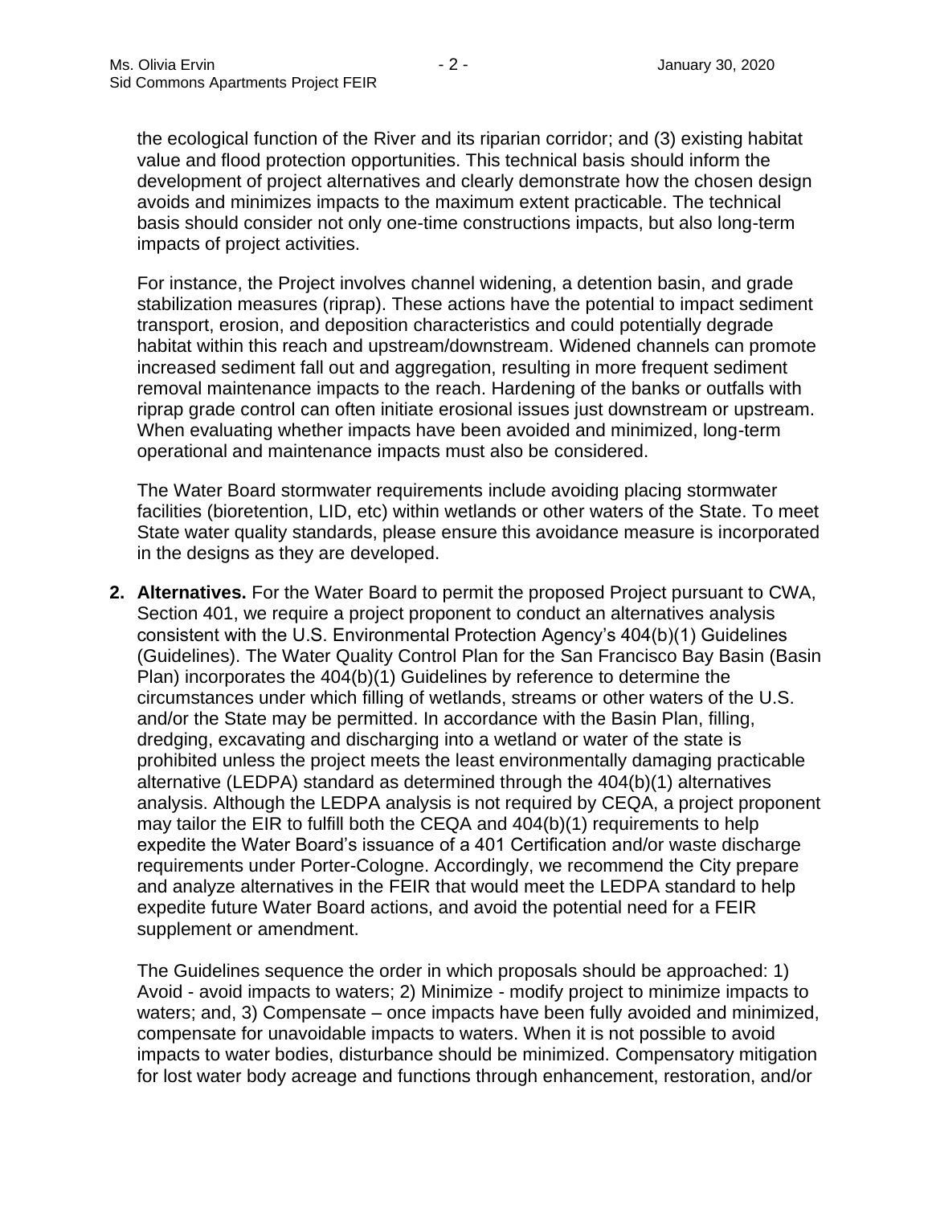the ecological function of the River and its riparian corridor; and (3) existing habitat value and flood protection opportunities. This technical basis should inform the development of project alternatives and clearly demonstrate how the chosen design avoids and minimizes impacts to the maximum extent practicable. The technical basis should consider not only one-time constructions impacts, but also long-term impacts of project activities.

For instance, the Project involves channel widening, a detention basin, and grade stabilization measures (riprap). These actions have the potential to impact sediment transport, erosion, and deposition characteristics and could potentially degrade habitat within this reach and upstream/downstream. Widened channels can promote increased sediment fall out and aggregation, resulting in more frequent sediment removal maintenance impacts to the reach. Hardening of the banks or outfalls with riprap grade control can often initiate erosional issues just downstream or upstream. When evaluating whether impacts have been avoided and minimized, long-term operational and maintenance impacts must also be considered.

The Water Board stormwater requirements include avoiding placing stormwater facilities (bioretention, LID, etc) within wetlands or other waters of the State. To meet State water quality standards, please ensure this avoidance measure is incorporated in the designs as they are developed.

2. **Alternatives.** For the Water Board to permit the proposed Project pursuant to CWA, Section 401, we require a project proponent to conduct an alternatives analysis consistent with the U.S. Environmental Protection Agency's 404(b)(1) Guidelines (Guidelines). The Water Quality Control Plan for the San Francisco Bay Basin (Basin Plan) incorporates the 404(b)(1) Guidelines by reference to determine the circumstances under which filling of wetlands, streams or other waters of the U.S. and/or the State may be permitted. In accordance with the Basin Plan, filling, dredging, excavating and discharging into a wetland or water of the state is prohibited unless the project meets the least environmentally damaging practicable alternative (LEDPA) standard as determined through the 404(b)(1) alternatives analysis. Although the LEDPA analysis is not required by CEQA, a project proponent may tailor the EIR to fulfill both the CEQA and 404(b)(1) requirements to help expedite the Water Board's issuance of a 401 Certification and/or waste discharge requirements under Porter-Cologne. Accordingly, we recommend the City prepare and analyze alternatives in the FEIR that would meet the LEDPA standard to help expedite future Water Board actions, and avoid the potential need for a FEIR supplement or amendment.

   The Guidelines sequence the order in which proposals should be approached: 1) Avoid - avoid impacts to waters; 2) Minimize - modify project to minimize impacts to waters; and, 3) Compensate – once impacts have been fully avoided and minimized, compensate for unavoidable impacts to waters. When it is not possible to avoid impacts to water bodies, disturbance should be minimized. Compensatory mitigation for lost water body acreage and functions through enhancement, restoration, and/or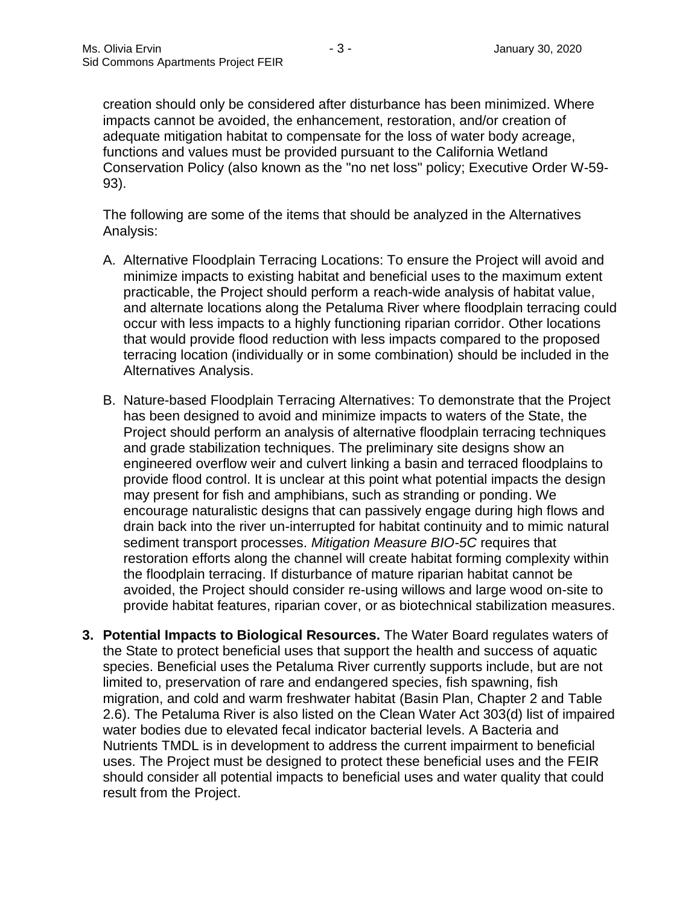creation should only be considered after disturbance has been minimized. Where impacts cannot be avoided, the enhancement, restoration, and/or creation of adequate mitigation habitat to compensate for the loss of water body acreage, functions and values must be provided pursuant to the California Wetland Conservation Policy (also known as the "no net loss" policy; Executive Order W-59-93).

The following are some of the items that should be analyzed in the Alternatives Analysis:

A. Alternative Floodplain Terracing Locations: To ensure the Project will avoid and minimize impacts to existing habitat and beneficial uses to the maximum extent practicable, the Project should perform a reach-wide analysis of habitat value, and alternate locations along the Petaluma River where floodplain terracing could occur with less impacts to a highly functioning riparian corridor. Other locations that would provide flood reduction with less impacts compared to the proposed terracing location (individually or in some combination) should be included in the Alternatives Analysis.

B. Nature-based Floodplain Terracing Alternatives: To demonstrate that the Project has been designed to avoid and minimize impacts to waters of the State, the Project should perform an analysis of alternative floodplain terracing techniques and grade stabilization techniques. The preliminary site designs show an engineered overflow weir and culvert linking a basin and terraced floodplains to provide flood control. It is unclear at this point what potential impacts the design may present for fish and amphibians, such as stranding or ponding. We encourage naturalistic designs that can passively engage during high flows and drain back into the river un-interrupted for habitat continuity and to mimic natural sediment transport processes. *Mitigation Measure BIO-5C* requires that restoration efforts along the channel will create habitat forming complexity within the floodplain terracing. If disturbance of mature riparian habitat cannot be avoided, the Project should consider re-using willows and large wood on-site to provide habitat features, riparian cover, or as biotechnical stabilization measures.

3. **Potential Impacts to Biological Resources.** The Water Board regulates waters of the State to protect beneficial uses that support the health and success of aquatic species. Beneficial uses the Petaluma River currently supports include, but are not limited to, preservation of rare and endangered species, fish spawning, fish migration, and cold and warm freshwater habitat (Basin Plan, Chapter 2 and Table 2.6). The Petaluma River is also listed on the Clean Water Act 303(d) list of impaired water bodies due to elevated fecal indicator bacterial levels. A Bacteria and Nutrients TMDL is in development to address the current impairment to beneficial uses. The Project must be designed to protect these beneficial uses and the FEIR should consider all potential impacts to beneficial uses and water quality that could result from the Project.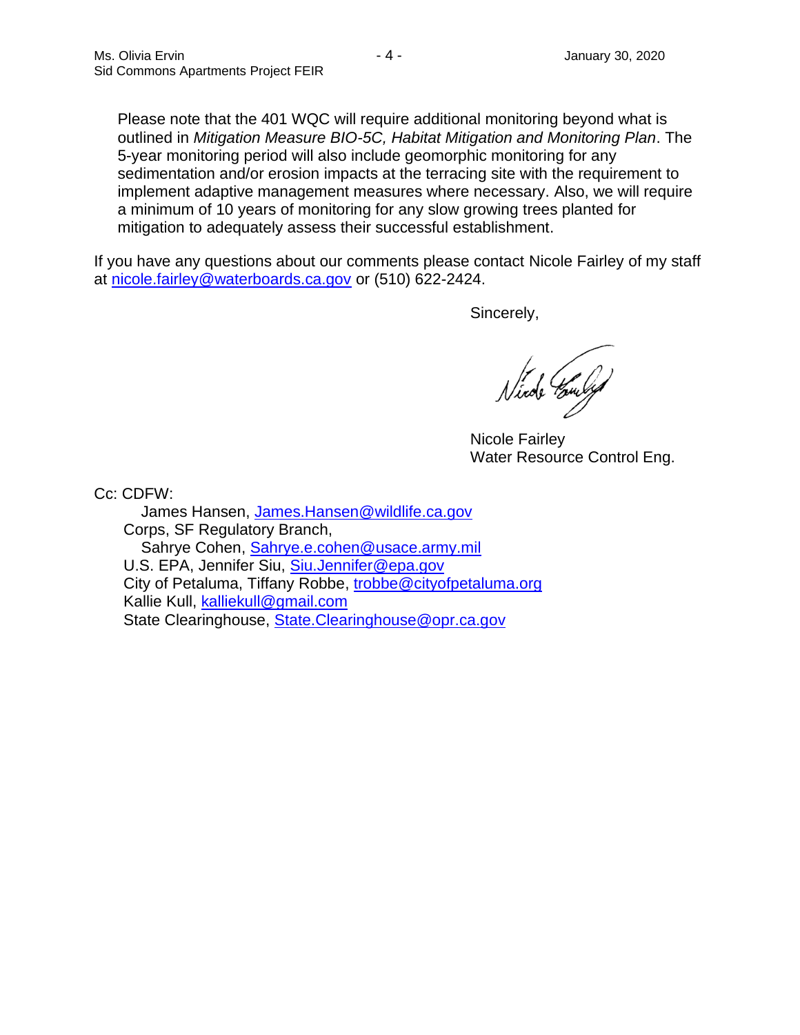Please note that the 401 WQC will require additional monitoring beyond what is outlined in *Mitigation Measure BIO-5C, Habitat Mitigation and Monitoring Plan*. The 5-year monitoring period will also include geomorphic monitoring for any sedimentation and/or erosion impacts at the terracing site with the requirement to implement adaptive management measures where necessary. Also, we will require a minimum of 10 years of monitoring for any slow growing trees planted for mitigation to adequately assess their successful establishment.

If you have any questions about our comments please contact Nicole Fairley of my staff at nicole.fairley@waterboards.ca.gov or (510) 622-2424.

Sincerely,

Nicole Fairley
Water Resource Control Eng.

Cc: CDFW:
James Hansen, James.Hansen@wildlife.ca.gov
Corps, SF Regulatory Branch,
Sahrye Cohen, Sahrye.e.cohen@usace.army.mil
U.S. EPA, Jennifer Siu, Siu.Jennifer@epa.gov
City of Petaluma, Tiffany Robbe, trobbe@cityofpetaluma.org
Kallie Kull, kalliekull@gmail.com
State Clearinghouse, State.Clearinghouse@opr.ca.gov